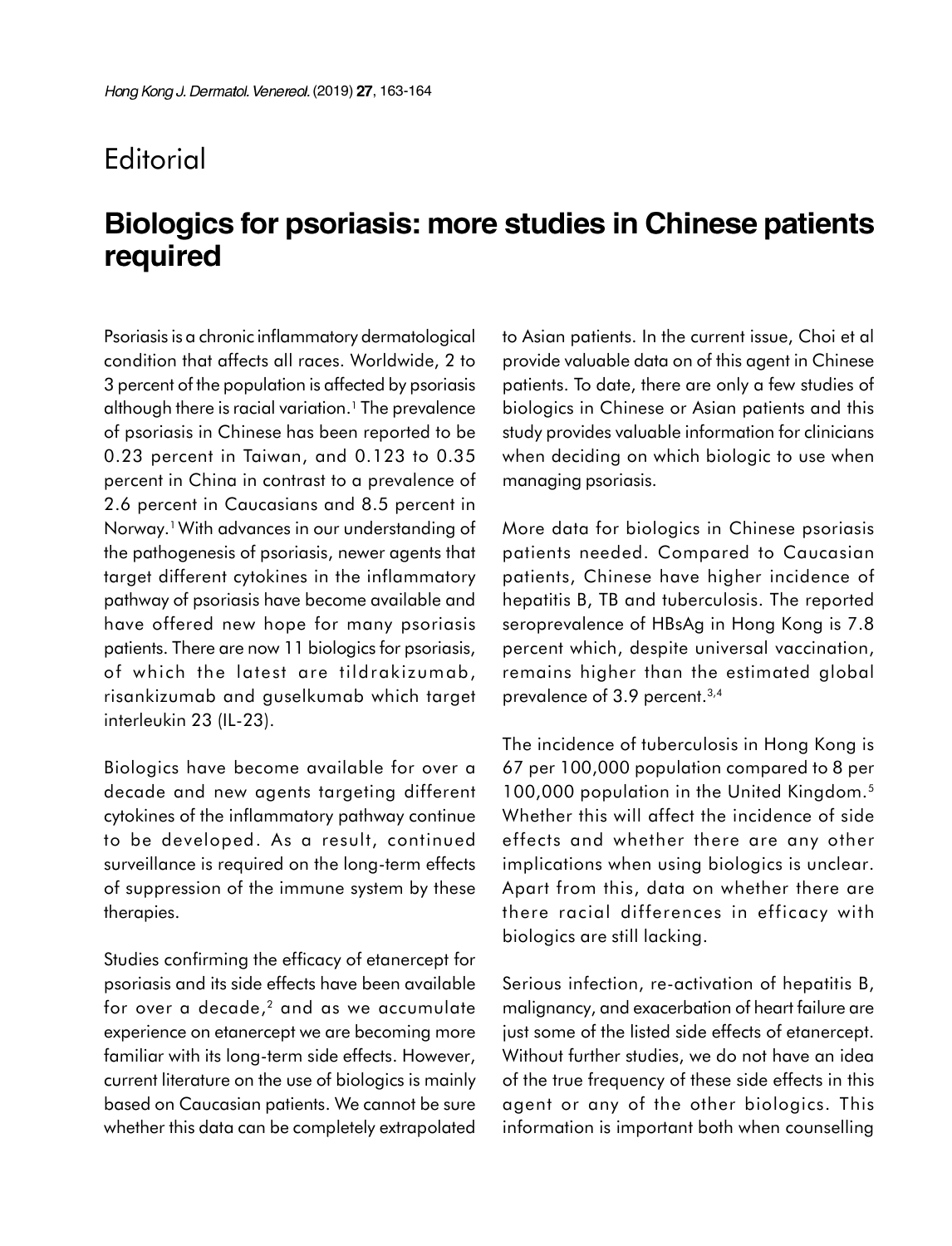# Editorial

## Biologics for psoriasis: more studies in Chinese patients required

Psoriasis is a chronic inflammatory dermatological condition that affects all races. Worldwide, 2 to 3 percent of the population is affected by psoriasis although there is racial variation.[1] The prevalence of psoriasis in Chinese has been reported to be 0.23 percent in Taiwan, and 0.123 to 0.35 percent in China in contrast to a prevalence of 2.6 percent in Caucasians and 8.5 percent in Norway.[1] With advances in our understanding of the pathogenesis of psoriasis, newer agents that target different cytokines in the inflammatory pathway of psoriasis have become available and have offered new hope for many psoriasis patients. There are now 11 biologics for psoriasis, of which the latest are tildrakizumab, risankizumab and guselkumab which target interleukin 23 (IL-23).

Biologics have become available for over a decade and new agents targeting different cytokines of the inflammatory pathway continue to be developed. As a result, continued surveillance is required on the long-term effects of suppression of the immune system by these therapies.

Studies confirming the efficacy of etanercept for psoriasis and its side effects have been available for over a decade,[2] and as we accumulate experience on etanercept we are becoming more familiar with its long-term side effects. However, current literature on the use of biologics is mainly based on Caucasian patients. We cannot be sure whether this data can be completely extrapolated to Asian patients. In the current issue, Choi et al provide valuable data on of this agent in Chinese patients. To date, there are only a few studies of biologics in Chinese or Asian patients and this study provides valuable information for clinicians when deciding on which biologic to use when managing psoriasis.

More data for biologics in Chinese psoriasis patients needed. Compared to Caucasian patients, Chinese have higher incidence of hepatitis B, TB and tuberculosis. The reported seroprevalence of HBsAg in Hong Kong is 7.8 percent which, despite universal vaccination, remains higher than the estimated global prevalence of 3.9 percent.[3,4]

The incidence of tuberculosis in Hong Kong is 67 per 100,000 population compared to 8 per 100,000 population in the United Kingdom.[5] Whether this will affect the incidence of side effects and whether there are any other implications when using biologics is unclear. Apart from this, data on whether there are there racial differences in efficacy with biologics are still lacking.

Serious infection, re-activation of hepatitis B, malignancy, and exacerbation of heart failure are just some of the listed side effects of etanercept. Without further studies, we do not have an idea of the true frequency of these side effects in this agent or any of the other biologics. This information is important both when counselling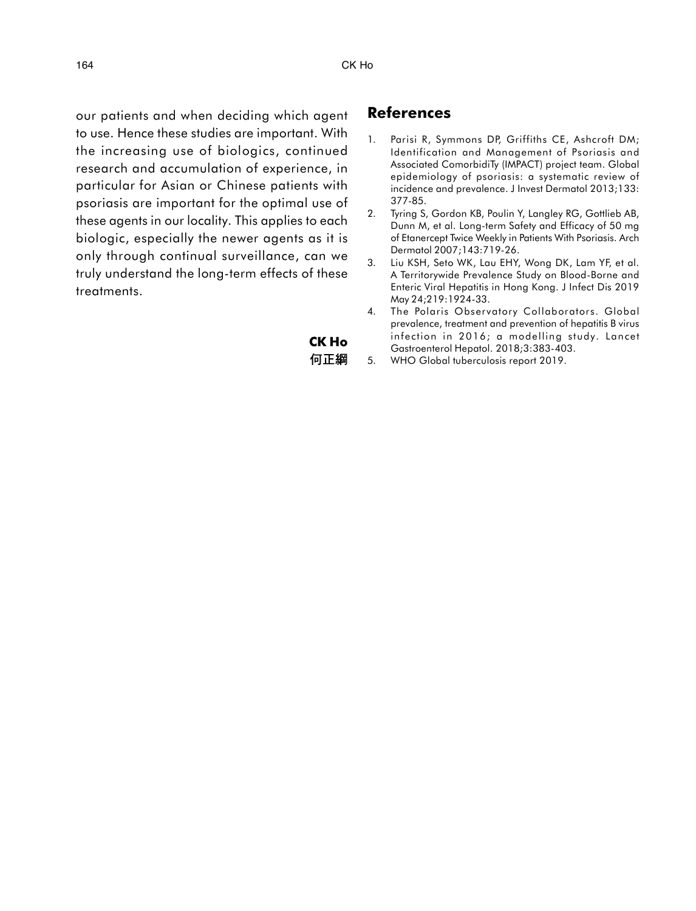our patients and when deciding which agent to use. Hence these studies are important. With the increasing use of biologics, continued research and accumulation of experience, in particular for Asian or Chinese patients with psoriasis are important for the optimal use of these agents in our locality. This applies to each biologic, especially the newer agents as it is only through continual surveillance, can we truly understand the long-term effects of these treatments.

**CK Ho**
**何正綱**

## References

1. Parisi R, Symmons DP, Griffiths CE, Ashcroft DM; Identification and Management of Psoriasis and Associated ComorbidiTy (IMPACT) project team. Global epidemiology of psoriasis: a systematic review of incidence and prevalence. J Invest Dermatol 2013;133: 377-85.
2. Tyring S, Gordon KB, Poulin Y, Langley RG, Gottlieb AB, Dunn M, et al. Long-term Safety and Efficacy of 50 mg of Etanercept Twice Weekly in Patients With Psoriasis. Arch Dermatol 2007;143:719-26.
3. Liu KSH, Seto WK, Lau EHY, Wong DK, Lam YF, et al. A Territorywide Prevalence Study on Blood-Borne and Enteric Viral Hepatitis in Hong Kong. J Infect Dis 2019 May 24;219:1924-33.
4. The Polaris Observatory Collaborators. Global prevalence, treatment and prevention of hepatitis B virus infection in 2016; a modelling study. Lancet Gastroenterol Hepatol. 2018;3:383-403.
5. WHO Global tuberculosis report 2019.